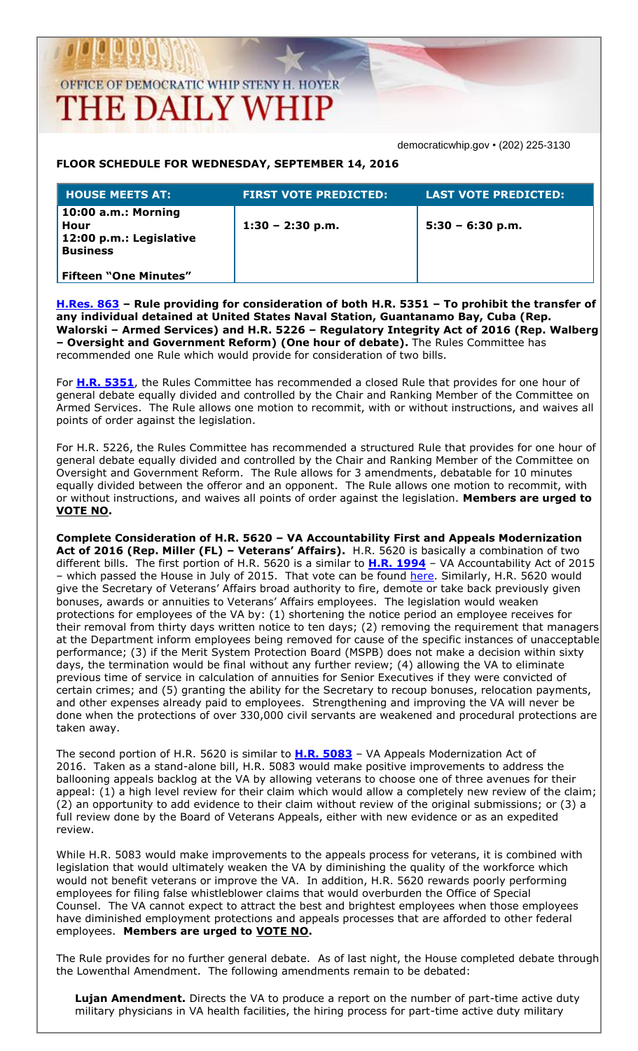OFFICE OF DEMOCRATIC WHIP STENY H. HOYER

# THE DAILY WHIP

democraticwhip.gov • (202) 225-3130

**FLOOR SCHEDULE FOR WEDNESDAY, SEPTEMBER 14, 2016**

| HOUSE MEETS AT: | FIRST VOTE PREDICTED: | LAST VOTE PREDICTED: |
|---|---|---|
| **10:00 a.m.: Morning Hour**<br>**12:00 p.m.: Legislative Business**<br><br>**Fifteen "One Minutes"** | **1:30 – 2:30 p.m.** | **5:30 – 6:30 p.m.** |

**H.Res. 863 – Rule providing for consideration of both H.R. 5351 – To prohibit the transfer of any individual detained at United States Naval Station, Guantanamo Bay, Cuba (Rep. Walorski – Armed Services) and H.R. 5226 – Regulatory Integrity Act of 2016 (Rep. Walberg – Oversight and Government Reform) (One hour of debate).** The Rules Committee has recommended one Rule which would provide for consideration of two bills.

For **H.R. 5351**, the Rules Committee has recommended a closed Rule that provides for one hour of general debate equally divided and controlled by the Chair and Ranking Member of the Committee on Armed Services. The Rule allows one motion to recommit, with or without instructions, and waives all points of order against the legislation.

For H.R. 5226, the Rules Committee has recommended a structured Rule that provides for one hour of general debate equally divided and controlled by the Chair and Ranking Member of the Committee on Oversight and Government Reform. The Rule allows for 3 amendments, debatable for 10 minutes equally divided between the offeror and an opponent. The Rule allows one motion to recommit, with or without instructions, and waives all points of order against the legislation. **Members are urged to VOTE NO.**

**Complete Consideration of H.R. 5620 – VA Accountability First and Appeals Modernization Act of 2016 (Rep. Miller (FL) – Veterans' Affairs).** H.R. 5620 is basically a combination of two different bills. The first portion of H.R. 5620 is a similar to **H.R. 1994** – VA Accountability Act of 2015 – which passed the House in July of 2015. That vote can be found here. Similarly, H.R. 5620 would give the Secretary of Veterans' Affairs broad authority to fire, demote or take back previously given bonuses, awards or annuities to Veterans' Affairs employees. The legislation would weaken protections for employees of the VA by: (1) shortening the notice period an employee receives for their removal from thirty days written notice to ten days; (2) removing the requirement that managers at the Department inform employees being removed for cause of the specific instances of unacceptable performance; (3) if the Merit System Protection Board (MSPB) does not make a decision within sixty days, the termination would be final without any further review; (4) allowing the VA to eliminate previous time of service in calculation of annuities for Senior Executives if they were convicted of certain crimes; and (5) granting the ability for the Secretary to recoup bonuses, relocation payments, and other expenses already paid to employees. Strengthening and improving the VA will never be done when the protections of over 330,000 civil servants are weakened and procedural protections are taken away.

The second portion of H.R. 5620 is similar to **H.R. 5083** – VA Appeals Modernization Act of 2016. Taken as a stand-alone bill, H.R. 5083 would make positive improvements to address the ballooning appeals backlog at the VA by allowing veterans to choose one of three avenues for their appeal: (1) a high level review for their claim which would allow a completely new review of the claim; (2) an opportunity to add evidence to their claim without review of the original submissions; or (3) a full review done by the Board of Veterans Appeals, either with new evidence or as an expedited review.

While H.R. 5083 would make improvements to the appeals process for veterans, it is combined with legislation that would ultimately weaken the VA by diminishing the quality of the workforce which would not benefit veterans or improve the VA. In addition, H.R. 5620 rewards poorly performing employees for filing false whistleblower claims that would overburden the Office of Special Counsel. The VA cannot expect to attract the best and brightest employees when those employees have diminished employment protections and appeals processes that are afforded to other federal employees. **Members are urged to VOTE NO.**

The Rule provides for no further general debate. As of last night, the House completed debate through the Lowenthal Amendment. The following amendments remain to be debated:

**Lujan Amendment.** Directs the VA to produce a report on the number of part-time active duty military physicians in VA health facilities, the hiring process for part-time active duty military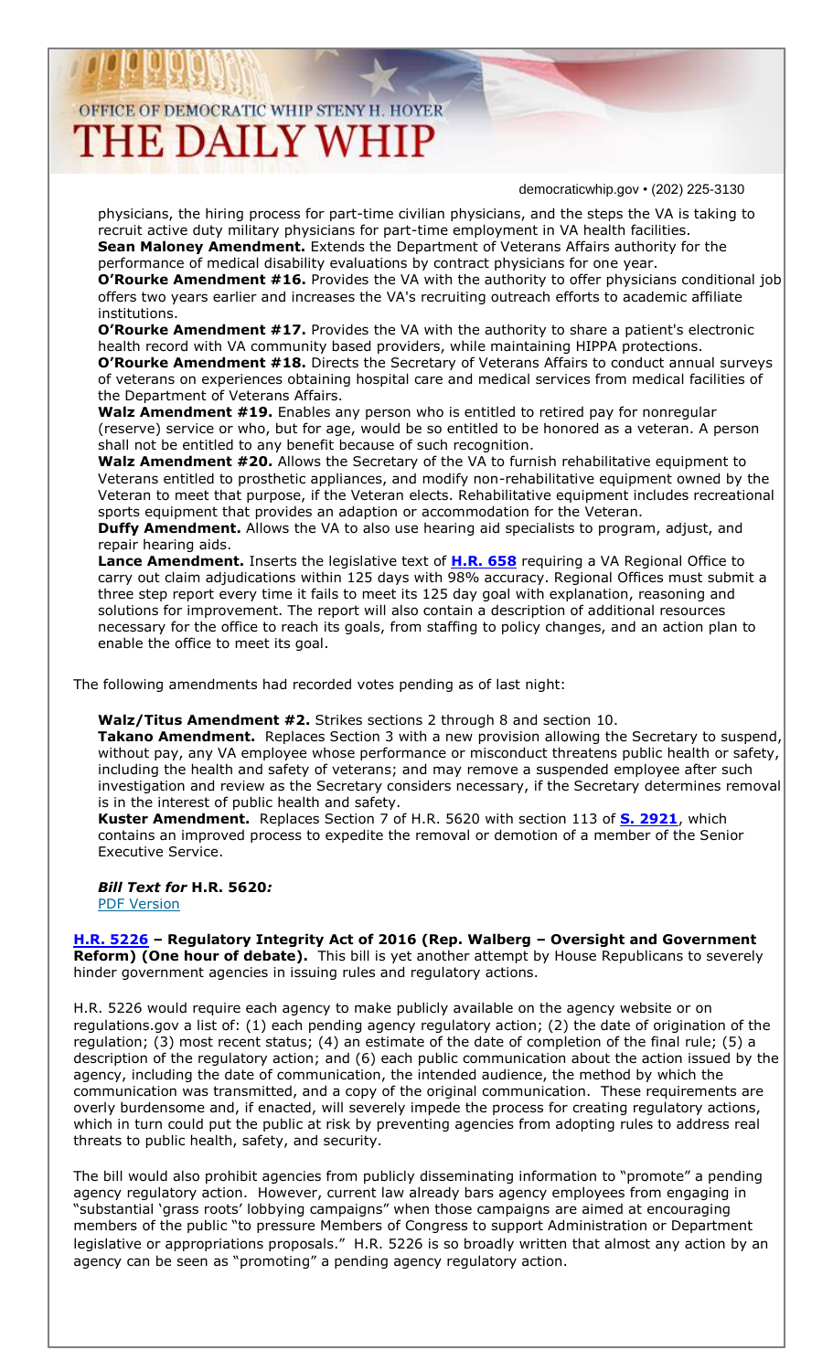physicians, the hiring process for part-time civilian physicians, and the steps the VA is taking to recruit active duty military physicians for part-time employment in VA health facilities.

**Sean Maloney Amendment.** Extends the Department of Veterans Affairs authority for the performance of medical disability evaluations by contract physicians for one year.

**O'Rourke Amendment #16.** Provides the VA with the authority to offer physicians conditional job offers two years earlier and increases the VA's recruiting outreach efforts to academic affiliate institutions.

**O'Rourke Amendment #17.** Provides the VA with the authority to share a patient's electronic health record with VA community based providers, while maintaining HIPPA protections.

**O'Rourke Amendment #18.** Directs the Secretary of Veterans Affairs to conduct annual surveys of veterans on experiences obtaining hospital care and medical services from medical facilities of the Department of Veterans Affairs.

**Walz Amendment #19.** Enables any person who is entitled to retired pay for nonregular (reserve) service or who, but for age, would be so entitled to be honored as a veteran. A person shall not be entitled to any benefit because of such recognition.

**Walz Amendment #20.** Allows the Secretary of the VA to furnish rehabilitative equipment to Veterans entitled to prosthetic appliances, and modify non-rehabilitative equipment owned by the Veteran to meet that purpose, if the Veteran elects. Rehabilitative equipment includes recreational sports equipment that provides an adaption or accommodation for the Veteran.

**Duffy Amendment.** Allows the VA to also use hearing aid specialists to program, adjust, and repair hearing aids.

**Lance Amendment.** Inserts the legislative text of **H.R. 658** requiring a VA Regional Office to carry out claim adjudications within 125 days with 98% accuracy. Regional Offices must submit a three step report every time it fails to meet its 125 day goal with explanation, reasoning and solutions for improvement. The report will also contain a description of additional resources necessary for the office to reach its goals, from staffing to policy changes, and an action plan to enable the office to meet its goal.

The following amendments had recorded votes pending as of last night:

**Walz/Titus Amendment #2.** Strikes sections 2 through 8 and section 10.

**Takano Amendment.** Replaces Section 3 with a new provision allowing the Secretary to suspend, without pay, any VA employee whose performance or misconduct threatens public health or safety, including the health and safety of veterans; and may remove a suspended employee after such investigation and review as the Secretary considers necessary, if the Secretary determines removal is in the interest of public health and safety.

**Kuster Amendment.** Replaces Section 7 of H.R. 5620 with section 113 of **S. 2921**, which contains an improved process to expedite the removal or demotion of a member of the Senior Executive Service.

***Bill Text for* H.R. 5620*:***
PDF Version

**H.R. 5226 – Regulatory Integrity Act of 2016 (Rep. Walberg – Oversight and Government Reform) (One hour of debate).** This bill is yet another attempt by House Republicans to severely hinder government agencies in issuing rules and regulatory actions.

H.R. 5226 would require each agency to make publicly available on the agency website or on regulations.gov a list of: (1) each pending agency regulatory action; (2) the date of origination of the regulation; (3) most recent status; (4) an estimate of the date of completion of the final rule; (5) a description of the regulatory action; and (6) each public communication about the action issued by the agency, including the date of communication, the intended audience, the method by which the communication was transmitted, and a copy of the original communication. These requirements are overly burdensome and, if enacted, will severely impede the process for creating regulatory actions, which in turn could put the public at risk by preventing agencies from adopting rules to address real threats to public health, safety, and security.

The bill would also prohibit agencies from publicly disseminating information to "promote" a pending agency regulatory action. However, current law already bars agency employees from engaging in "substantial 'grass roots' lobbying campaigns" when those campaigns are aimed at encouraging members of the public "to pressure Members of Congress to support Administration or Department legislative or appropriations proposals." H.R. 5226 is so broadly written that almost any action by an agency can be seen as "promoting" a pending agency regulatory action.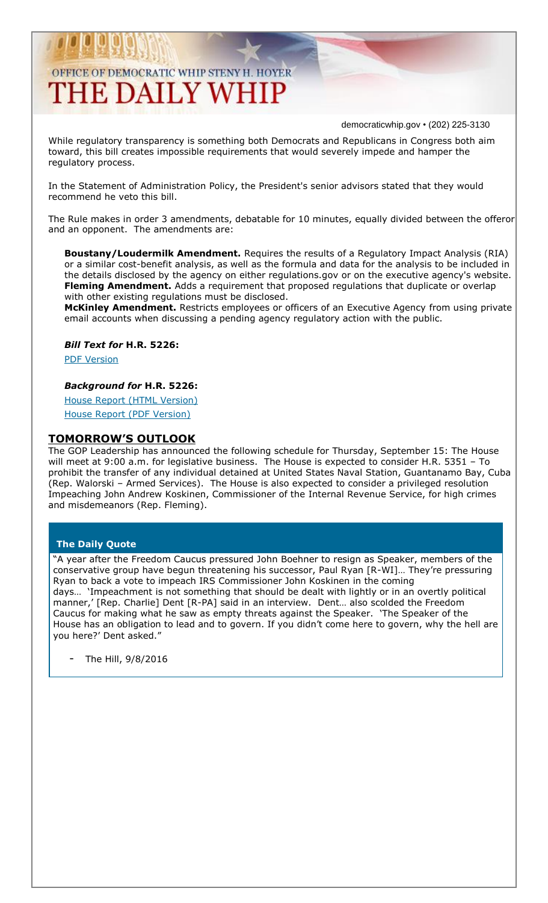While regulatory transparency is something both Democrats and Republicans in Congress both aim toward, this bill creates impossible requirements that would severely impede and hamper the regulatory process.

In the Statement of Administration Policy, the President's senior advisors stated that they would recommend he veto this bill.

The Rule makes in order 3 amendments, debatable for 10 minutes, equally divided between the offeror and an opponent. The amendments are:

**Boustany/Loudermilk Amendment.** Requires the results of a Regulatory Impact Analysis (RIA) or a similar cost-benefit analysis, as well as the formula and data for the analysis to be included in the details disclosed by the agency on either regulations.gov or on the executive agency's website.
**Fleming Amendment.** Adds a requirement that proposed regulations that duplicate or overlap with other existing regulations must be disclosed.
**McKinley Amendment.** Restricts employees or officers of an Executive Agency from using private email accounts when discussing a pending agency regulatory action with the public.

***Bill Text for* H.R. 5226:**

PDF Version

***Background for* H.R. 5226:**

House Report (HTML Version)
House Report (PDF Version)

## TOMORROW'S OUTLOOK

The GOP Leadership has announced the following schedule for Thursday, September 15: The House will meet at 9:00 a.m. for legislative business. The House is expected to consider H.R. 5351 – To prohibit the transfer of any individual detained at United States Naval Station, Guantanamo Bay, Cuba (Rep. Walorski – Armed Services). The House is also expected to consider a privileged resolution Impeaching John Andrew Koskinen, Commissioner of the Internal Revenue Service, for high crimes and misdemeanors (Rep. Fleming).

### The Daily Quote

"A year after the Freedom Caucus pressured John Boehner to resign as Speaker, members of the conservative group have begun threatening his successor, Paul Ryan [R-WI]… They're pressuring Ryan to back a vote to impeach IRS Commissioner John Koskinen in the coming days… 'Impeachment is not something that should be dealt with lightly or in an overtly political manner,' [Rep. Charlie] Dent [R-PA] said in an interview. Dent… also scolded the Freedom Caucus for making what he saw as empty threats against the Speaker. 'The Speaker of the House has an obligation to lead and to govern. If you didn't come here to govern, why the hell are you here?' Dent asked."

- The Hill, 9/8/2016